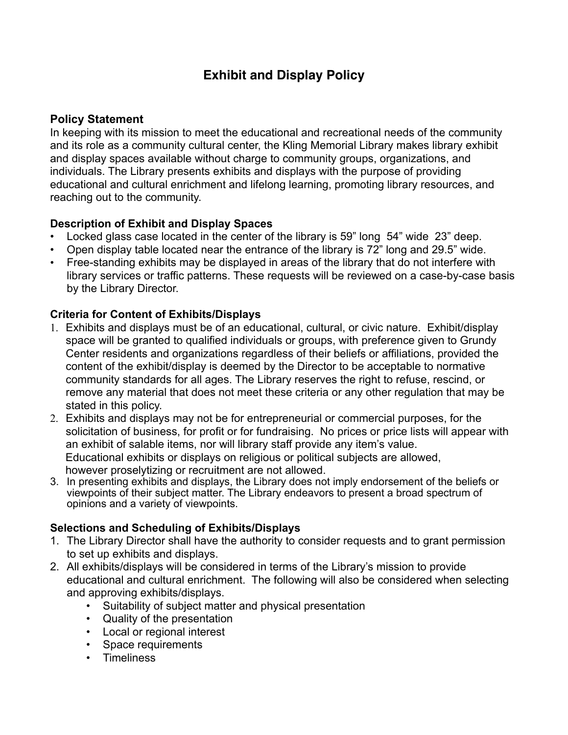# Exhibit and Display Policy

## Policy Statement

In keeping with its mission to meet the educational and recreational needs of the community and its role as a community cultural center, the Kling Memorial Library makes library exhibit and display spaces available without charge to community groups, organizations, and individuals. The Library presents exhibits and displays with the purpose of providing educational and cultural enrichment and lifelong learning, promoting library resources, and reaching out to the community.

## Description of Exhibit and Display Spaces

- Locked glass case located in the center of the library is 59" long 54" wide 23" deep.
- Open display table located near the entrance of the library is 72" long and 29.5" wide.
- Free-standing exhibits may be displayed in areas of the library that do not interfere with library services or traffic patterns. These requests will be reviewed on a case-by-case basis by the Library Director.

## Criteria for Content of Exhibits/Displays

1. Exhibits and displays must be of an educational, cultural, or civic nature. Exhibit/display space will be granted to qualified individuals or groups, with preference given to Grundy Center residents and organizations regardless of their beliefs or affiliations, provided the content of the exhibit/display is deemed by the Director to be acceptable to normative community standards for all ages. The Library reserves the right to refuse, rescind, or remove any material that does not meet these criteria or any other regulation that may be stated in this policy.
2. Exhibits and displays may not be for entrepreneurial or commercial purposes, for the solicitation of business, for profit or for fundraising. No prices or price lists will appear with an exhibit of salable items, nor will library staff provide any item's value. Educational exhibits or displays on religious or political subjects are allowed, however proselytizing or recruitment are not allowed.
3. In presenting exhibits and displays, the Library does not imply endorsement of the beliefs or viewpoints of their subject matter. The Library endeavors to present a broad spectrum of opinions and a variety of viewpoints.

## Selections and Scheduling of Exhibits/Displays

1. The Library Director shall have the authority to consider requests and to grant permission to set up exhibits and displays.
2. All exhibits/displays will be considered in terms of the Library's mission to provide educational and cultural enrichment. The following will also be considered when selecting and approving exhibits/displays.
   - Suitability of subject matter and physical presentation
   - Quality of the presentation
   - Local or regional interest
   - Space requirements
   - Timeliness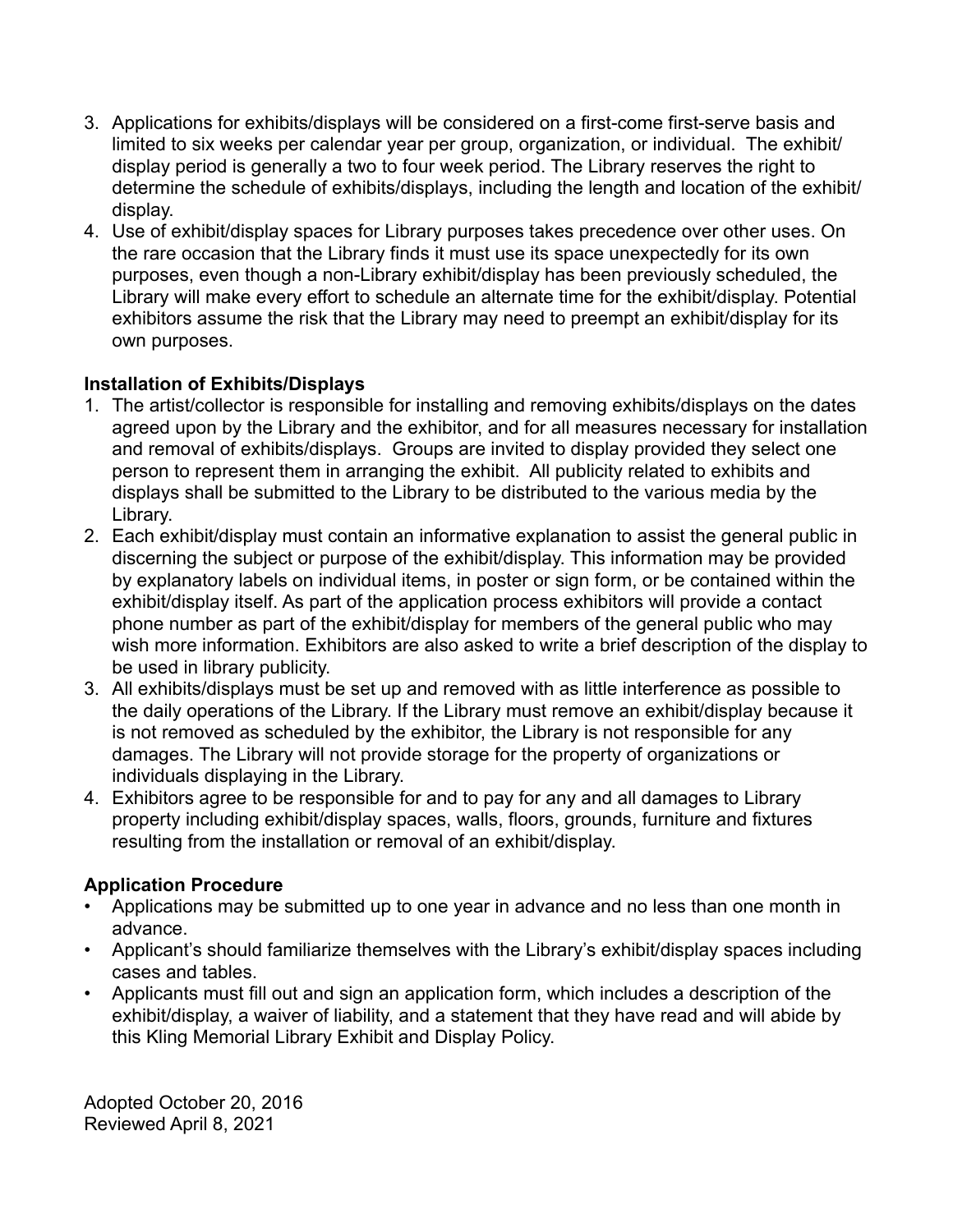3. Applications for exhibits/displays will be considered on a first-come first-serve basis and limited to six weeks per calendar year per group, organization, or individual. The exhibit/display period is generally a two to four week period. The Library reserves the right to determine the schedule of exhibits/displays, including the length and location of the exhibit/display.
4. Use of exhibit/display spaces for Library purposes takes precedence over other uses. On the rare occasion that the Library finds it must use its space unexpectedly for its own purposes, even though a non-Library exhibit/display has been previously scheduled, the Library will make every effort to schedule an alternate time for the exhibit/display. Potential exhibitors assume the risk that the Library may need to preempt an exhibit/display for its own purposes.

**Installation of Exhibits/Displays**

1. The artist/collector is responsible for installing and removing exhibits/displays on the dates agreed upon by the Library and the exhibitor, and for all measures necessary for installation and removal of exhibits/displays. Groups are invited to display provided they select one person to represent them in arranging the exhibit. All publicity related to exhibits and displays shall be submitted to the Library to be distributed to the various media by the Library.
2. Each exhibit/display must contain an informative explanation to assist the general public in discerning the subject or purpose of the exhibit/display. This information may be provided by explanatory labels on individual items, in poster or sign form, or be contained within the exhibit/display itself. As part of the application process exhibitors will provide a contact phone number as part of the exhibit/display for members of the general public who may wish more information. Exhibitors are also asked to write a brief description of the display to be used in library publicity.
3. All exhibits/displays must be set up and removed with as little interference as possible to the daily operations of the Library. If the Library must remove an exhibit/display because it is not removed as scheduled by the exhibitor, the Library is not responsible for any damages. The Library will not provide storage for the property of organizations or individuals displaying in the Library.
4. Exhibitors agree to be responsible for and to pay for any and all damages to Library property including exhibit/display spaces, walls, floors, grounds, furniture and fixtures resulting from the installation or removal of an exhibit/display.

**Application Procedure**

- Applications may be submitted up to one year in advance and no less than one month in advance.
- Applicant's should familiarize themselves with the Library's exhibit/display spaces including cases and tables.
- Applicants must fill out and sign an application form, which includes a description of the exhibit/display, a waiver of liability, and a statement that they have read and will abide by this Kling Memorial Library Exhibit and Display Policy.

Adopted October 20, 2016
Reviewed April 8, 2021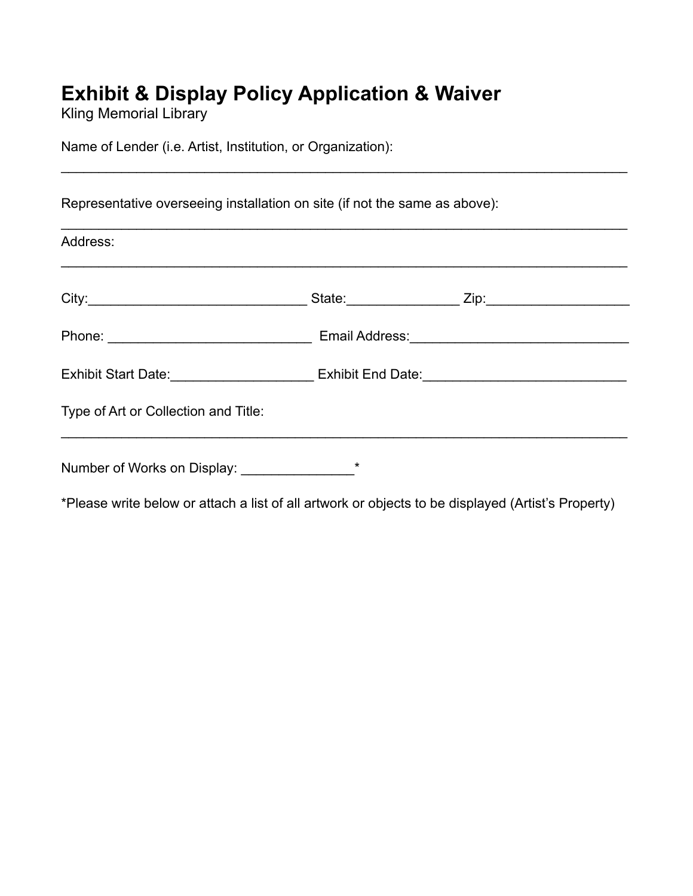# Exhibit & Display Policy Application & Waiver

Kling Memorial Library

Name of Lender (i.e. Artist, Institution, or Organization):

_______________________________________________________________________________

Representative overseeing installation on site (if not the same as above):

_______________________________________________________________________________

Address:

_______________________________________________________________________________

City:_____________________________ State:_______________ Zip:___________________

Phone: ___________________________ Email Address:_____________________________

Exhibit Start Date:___________________ Exhibit End Date:___________________________

Type of Art or Collection and Title:

_______________________________________________________________________________

Number of Works on Display: _______________*

*Please write below or attach a list of all artwork or objects to be displayed (Artist's Property)